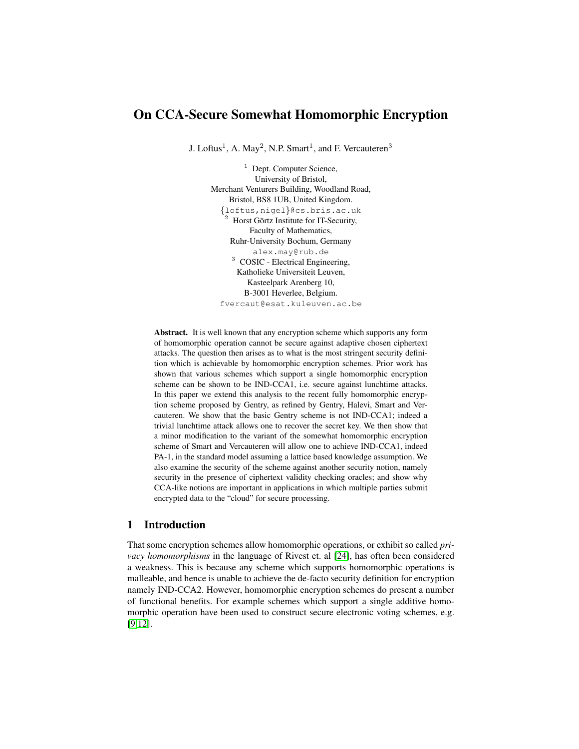# On CCA-Secure Somewhat Homomorphic Encryption

J. Loftus[1], A. May[2], N.P. Smart[1], and F. Vercauteren[3]

[1] Dept. Computer Science, University of Bristol, Merchant Venturers Building, Woodland Road, Bristol, BS8 1UB, United Kingdom.
{loftus,nigel}@cs.bris.ac.uk

[2] Horst Görtz Institute for IT-Security, Faculty of Mathematics, Ruhr-University Bochum, Germany
alex.may@rub.de

[3] COSIC - Electrical Engineering, Katholieke Universiteit Leuven, Kasteelpark Arenberg 10, B-3001 Heverlee, Belgium.
fvercaut@esat.kuleuven.ac.be

**Abstract.** It is well known that any encryption scheme which supports any form of homomorphic operation cannot be secure against adaptive chosen ciphertext attacks. The question then arises as to what is the most stringent security definition which is achievable by homomorphic encryption schemes. Prior work has shown that various schemes which support a single homomorphic encryption scheme can be shown to be IND-CCA1, i.e. secure against lunchtime attacks. In this paper we extend this analysis to the recent fully homomorphic encryption scheme proposed by Gentry, as refined by Gentry, Halevi, Smart and Vercauteren. We show that the basic Gentry scheme is not IND-CCA1; indeed a trivial lunchtime attack allows one to recover the secret key. We then show that a minor modification to the variant of the somewhat homomorphic encryption scheme of Smart and Vercauteren will allow one to achieve IND-CCA1, indeed PA-1, in the standard model assuming a lattice based knowledge assumption. We also examine the security of the scheme against another security notion, namely security in the presence of ciphertext validity checking oracles; and show why CCA-like notions are important in applications in which multiple parties submit encrypted data to the "cloud" for secure processing.

## 1 Introduction

That some encryption schemes allow homomorphic operations, or exhibit so called *privacy homomorphisms* in the language of Rivest et. al [24], has often been considered a weakness. This is because any scheme which supports homomorphic operations is malleable, and hence is unable to achieve the de-facto security definition for encryption namely IND-CCA2. However, homomorphic encryption schemes do present a number of functional benefits. For example schemes which support a single additive homomorphic operation have been used to construct secure electronic voting schemes, e.g. [9,12].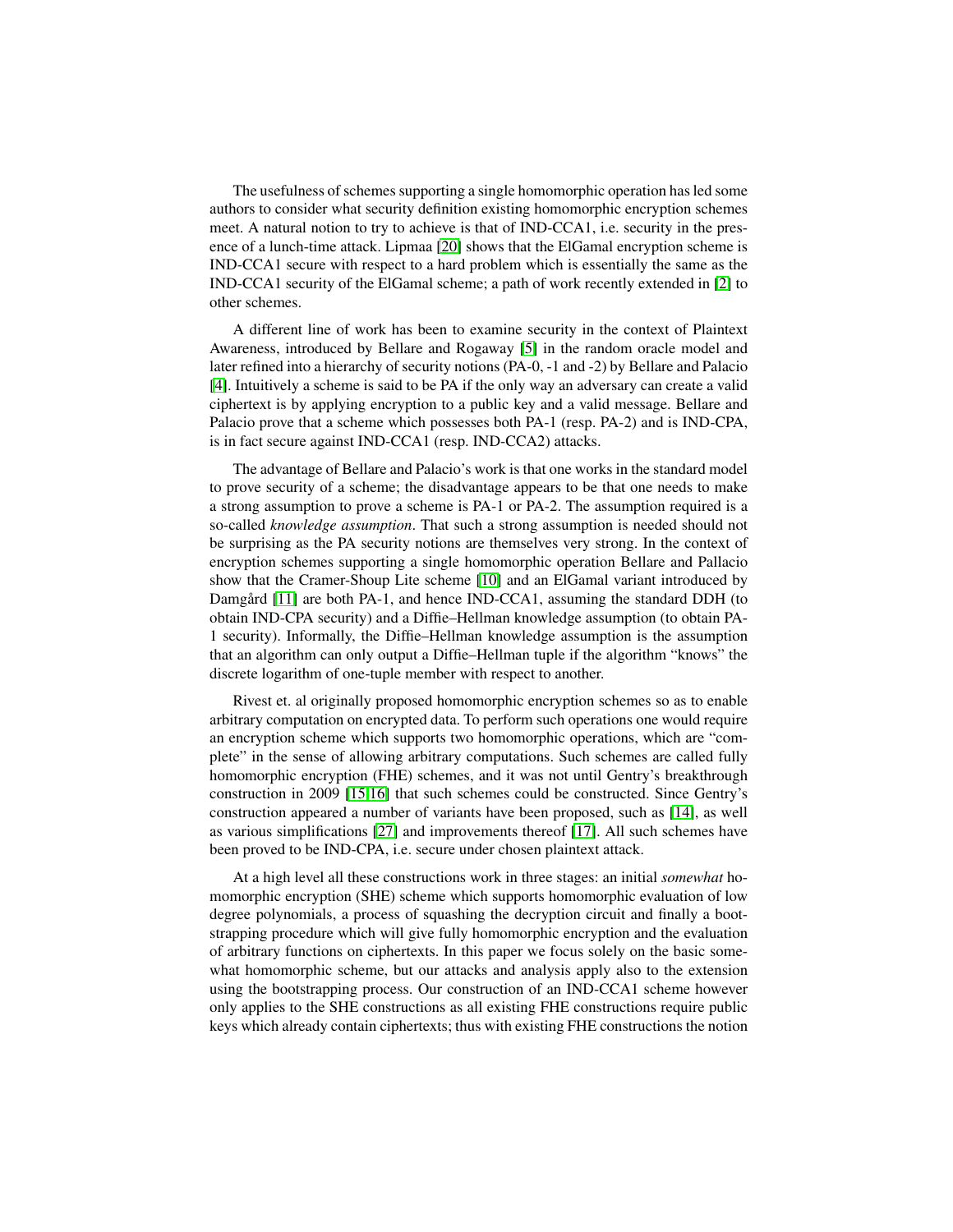The usefulness of schemes supporting a single homomorphic operation has led some authors to consider what security definition existing homomorphic encryption schemes meet. A natural notion to try to achieve is that of IND-CCA1, i.e. security in the presence of a lunch-time attack. Lipmaa [20] shows that the ElGamal encryption scheme is IND-CCA1 secure with respect to a hard problem which is essentially the same as the IND-CCA1 security of the ElGamal scheme; a path of work recently extended in [2] to other schemes.

A different line of work has been to examine security in the context of Plaintext Awareness, introduced by Bellare and Rogaway [5] in the random oracle model and later refined into a hierarchy of security notions (PA-0, -1 and -2) by Bellare and Palacio [4]. Intuitively a scheme is said to be PA if the only way an adversary can create a valid ciphertext is by applying encryption to a public key and a valid message. Bellare and Palacio prove that a scheme which possesses both PA-1 (resp. PA-2) and is IND-CPA, is in fact secure against IND-CCA1 (resp. IND-CCA2) attacks.

The advantage of Bellare and Palacio's work is that one works in the standard model to prove security of a scheme; the disadvantage appears to be that one needs to make a strong assumption to prove a scheme is PA-1 or PA-2. The assumption required is a so-called *knowledge assumption*. That such a strong assumption is needed should not be surprising as the PA security notions are themselves very strong. In the context of encryption schemes supporting a single homomorphic operation Bellare and Pallacio show that the Cramer-Shoup Lite scheme [10] and an ElGamal variant introduced by Damgård [11] are both PA-1, and hence IND-CCA1, assuming the standard DDH (to obtain IND-CPA security) and a Diffie–Hellman knowledge assumption (to obtain PA-1 security). Informally, the Diffie–Hellman knowledge assumption is the assumption that an algorithm can only output a Diffie–Hellman tuple if the algorithm "knows" the discrete logarithm of one-tuple member with respect to another.

Rivest et. al originally proposed homomorphic encryption schemes so as to enable arbitrary computation on encrypted data. To perform such operations one would require an encryption scheme which supports two homomorphic operations, which are "complete" in the sense of allowing arbitrary computations. Such schemes are called fully homomorphic encryption (FHE) schemes, and it was not until Gentry's breakthrough construction in 2009 [15,16] that such schemes could be constructed. Since Gentry's construction appeared a number of variants have been proposed, such as [14], as well as various simplifications [27] and improvements thereof [17]. All such schemes have been proved to be IND-CPA, i.e. secure under chosen plaintext attack.

At a high level all these constructions work in three stages: an initial *somewhat* homomorphic encryption (SHE) scheme which supports homomorphic evaluation of low degree polynomials, a process of squashing the decryption circuit and finally a bootstrapping procedure which will give fully homomorphic encryption and the evaluation of arbitrary functions on ciphertexts. In this paper we focus solely on the basic somewhat homomorphic scheme, but our attacks and analysis apply also to the extension using the bootstrapping process. Our construction of an IND-CCA1 scheme however only applies to the SHE constructions as all existing FHE constructions require public keys which already contain ciphertexts; thus with existing FHE constructions the notion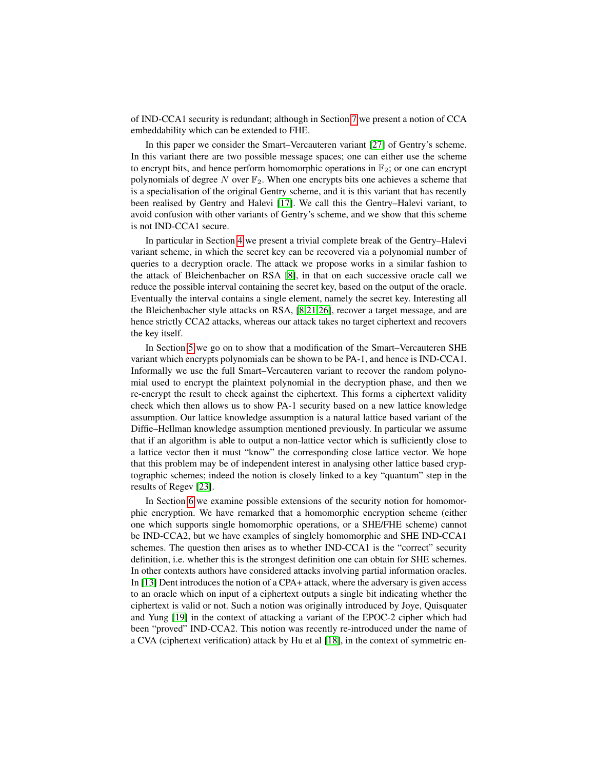of IND-CCA1 security is redundant; although in Section 7 we present a notion of CCA embeddability which can be extended to FHE.

In this paper we consider the Smart–Vercauteren variant [27] of Gentry's scheme. In this variant there are two possible message spaces; one can either use the scheme to encrypt bits, and hence perform homomorphic operations in $\mathbb{F}_2$; or one can encrypt polynomials of degree $N$ over $\mathbb{F}_2$. When one encrypts bits one achieves a scheme that is a specialisation of the original Gentry scheme, and it is this variant that has recently been realised by Gentry and Halevi [17]. We call this the Gentry–Halevi variant, to avoid confusion with other variants of Gentry's scheme, and we show that this scheme is not IND-CCA1 secure.

In particular in Section 4 we present a trivial complete break of the Gentry–Halevi variant scheme, in which the secret key can be recovered via a polynomial number of queries to a decryption oracle. The attack we propose works in a similar fashion to the attack of Bleichenbacher on RSA [8], in that on each successive oracle call we reduce the possible interval containing the secret key, based on the output of the oracle. Eventually the interval contains a single element, namely the secret key. Interesting all the Bleichenbacher style attacks on RSA, [8,21,26], recover a target message, and are hence strictly CCA2 attacks, whereas our attack takes no target ciphertext and recovers the key itself.

In Section 5 we go on to show that a modification of the Smart–Vercauteren SHE variant which encrypts polynomials can be shown to be PA-1, and hence is IND-CCA1. Informally we use the full Smart–Vercauteren variant to recover the random polynomial used to encrypt the plaintext polynomial in the decryption phase, and then we re-encrypt the result to check against the ciphertext. This forms a ciphertext validity check which then allows us to show PA-1 security based on a new lattice knowledge assumption. Our lattice knowledge assumption is a natural lattice based variant of the Diffie–Hellman knowledge assumption mentioned previously. In particular we assume that if an algorithm is able to output a non-lattice vector which is sufficiently close to a lattice vector then it must "know" the corresponding close lattice vector. We hope that this problem may be of independent interest in analysing other lattice based cryptographic schemes; indeed the notion is closely linked to a key "quantum" step in the results of Regev [23].

In Section 6 we examine possible extensions of the security notion for homomorphic encryption. We have remarked that a homomorphic encryption scheme (either one which supports single homomorphic operations, or a SHE/FHE scheme) cannot be IND-CCA2, but we have examples of singlely homomorphic and SHE IND-CCA1 schemes. The question then arises as to whether IND-CCA1 is the "correct" security definition, i.e. whether this is the strongest definition one can obtain for SHE schemes. In other contexts authors have considered attacks involving partial information oracles. In [13] Dent introduces the notion of a CPA+ attack, where the adversary is given access to an oracle which on input of a ciphertext outputs a single bit indicating whether the ciphertext is valid or not. Such a notion was originally introduced by Joye, Quisquater and Yung [19] in the context of attacking a variant of the EPOC-2 cipher which had been "proved" IND-CCA2. This notion was recently re-introduced under the name of a CVA (ciphertext verification) attack by Hu et al [18], in the context of symmetric en-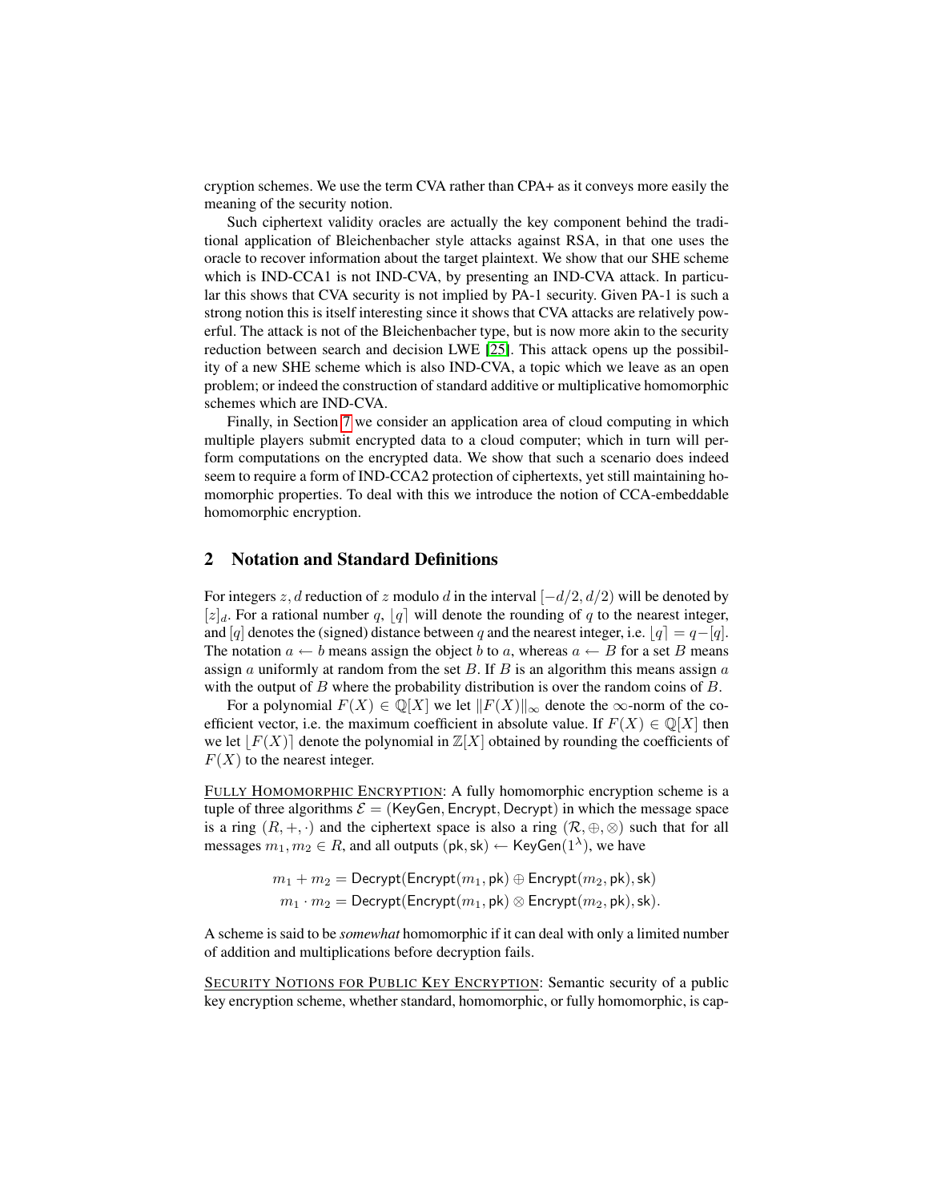cryption schemes. We use the term CVA rather than CPA+ as it conveys more easily the meaning of the security notion.

Such ciphertext validity oracles are actually the key component behind the traditional application of Bleichenbacher style attacks against RSA, in that one uses the oracle to recover information about the target plaintext. We show that our SHE scheme which is IND-CCA1 is not IND-CVA, by presenting an IND-CVA attack. In particular this shows that CVA security is not implied by PA-1 security. Given PA-1 is such a strong notion this is itself interesting since it shows that CVA attacks are relatively powerful. The attack is not of the Bleichenbacher type, but is now more akin to the security reduction between search and decision LWE [25]. This attack opens up the possibility of a new SHE scheme which is also IND-CVA, a topic which we leave as an open problem; or indeed the construction of standard additive or multiplicative homomorphic schemes which are IND-CVA.

Finally, in Section 7 we consider an application area of cloud computing in which multiple players submit encrypted data to a cloud computer; which in turn will perform computations on the encrypted data. We show that such a scenario does indeed seem to require a form of IND-CCA2 protection of ciphertexts, yet still maintaining homomorphic properties. To deal with this we introduce the notion of CCA-embeddable homomorphic encryption.

## 2 Notation and Standard Definitions

For integers $z, d$ reduction of $z$ modulo $d$ in the interval $[-d/2, d/2)$ will be denoted by $[z]_d$. For a rational number $q$, $\lfloor q \rceil$ will denote the rounding of $q$ to the nearest integer, and $[q]$ denotes the (signed) distance between $q$ and the nearest integer, i.e. $\lfloor q \rceil = q - [q]$. The notation $a \leftarrow b$ means assign the object $b$ to $a$, whereas $a \leftarrow B$ for a set $B$ means assign $a$ uniformly at random from the set $B$. If $B$ is an algorithm this means assign $a$ with the output of $B$ where the probability distribution is over the random coins of $B$.

For a polynomial $F(X) \in \mathbb{Q}[X]$ we let $\|F(X)\|_\infty$ denote the $\infty$-norm of the coefficient vector, i.e. the maximum coefficient in absolute value. If $F(X) \in \mathbb{Q}[X]$ then we let $\lfloor F(X) \rceil$ denote the polynomial in $\mathbb{Z}[X]$ obtained by rounding the coefficients of $F(X)$ to the nearest integer.

<u>Fully Homomorphic Encryption</u>: A fully homomorphic encryption scheme is a tuple of three algorithms $\mathcal{E} = (\mathsf{KeyGen}, \mathsf{Encrypt}, \mathsf{Decrypt})$ in which the message space is a ring $(R, +, \cdot)$ and the ciphertext space is also a ring $(\mathcal{R}, \oplus, \otimes)$ such that for all messages $m_1, m_2 \in R$, and all outputs $(\mathsf{pk}, \mathsf{sk}) \leftarrow \mathsf{KeyGen}(1^\lambda)$, we have

$$m_1 + m_2 = \mathsf{Decrypt}(\mathsf{Encrypt}(m_1, \mathsf{pk}) \oplus \mathsf{Encrypt}(m_2, \mathsf{pk}), \mathsf{sk})$$
$$m_1 \cdot m_2 = \mathsf{Decrypt}(\mathsf{Encrypt}(m_1, \mathsf{pk}) \otimes \mathsf{Encrypt}(m_2, \mathsf{pk}), \mathsf{sk}).$$

A scheme is said to be *somewhat* homomorphic if it can deal with only a limited number of addition and multiplications before decryption fails.

<u>Security Notions for Public Key Encryption</u>: Semantic security of a public key encryption scheme, whether standard, homomorphic, or fully homomorphic, is cap-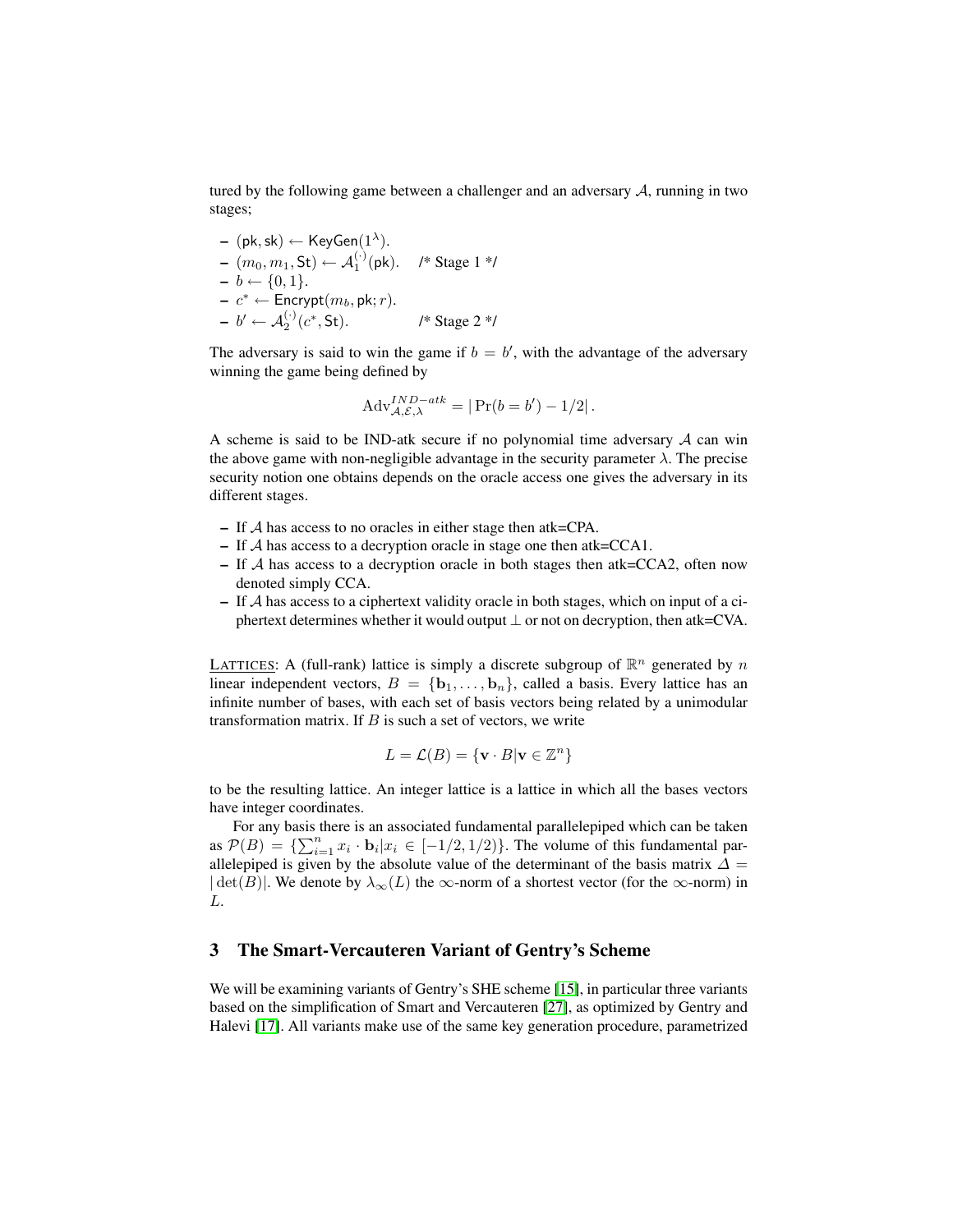tured by the following game between a challenger and an adversary $\mathcal{A}$, running in two stages;

- $(\mathsf{pk}, \mathsf{sk}) \leftarrow \mathsf{KeyGen}(1^\lambda)$.
- $(m_0, m_1, \mathsf{St}) \leftarrow \mathcal{A}_1^{(\cdot)}(\mathsf{pk})$. /* Stage 1 */
- $b \leftarrow \{0, 1\}$.
- $c^* \leftarrow \mathsf{Encrypt}(m_b, \mathsf{pk}; r)$.
- $b' \leftarrow \mathcal{A}_2^{(\cdot)}(c^*, \mathsf{St})$. /* Stage 2 */

The adversary is said to win the game if $b = b'$, with the advantage of the adversary winning the game being defined by

$$\mathrm{Adv}_{\mathcal{A},\mathcal{E},\lambda}^{IND-atk} = |\Pr(b = b') - 1/2|.$$

A scheme is said to be IND-atk secure if no polynomial time adversary $\mathcal{A}$ can win the above game with non-negligible advantage in the security parameter $\lambda$. The precise security notion one obtains depends on the oracle access one gives the adversary in its different stages.

- If $\mathcal{A}$ has access to no oracles in either stage then atk=CPA.
- If $\mathcal{A}$ has access to a decryption oracle in stage one then atk=CCA1.
- If $\mathcal{A}$ has access to a decryption oracle in both stages then atk=CCA2, often now denoted simply CCA.
- If $\mathcal{A}$ has access to a ciphertext validity oracle in both stages, which on input of a ciphertext determines whether it would output $\perp$ or not on decryption, then atk=CVA.

LATTICES: A (full-rank) lattice is simply a discrete subgroup of $\mathbb{R}^n$ generated by $n$ linear independent vectors, $B = \{\mathbf{b}_1, \ldots, \mathbf{b}_n\}$, called a basis. Every lattice has an infinite number of bases, with each set of basis vectors being related by a unimodular transformation matrix. If $B$ is such a set of vectors, we write

$$L = \mathcal{L}(B) = \{\mathbf{v} \cdot B | \mathbf{v} \in \mathbb{Z}^n\}$$

to be the resulting lattice. An integer lattice is a lattice in which all the bases vectors have integer coordinates.

For any basis there is an associated fundamental parallelepiped which can be taken as $\mathcal{P}(B) = \{\sum_{i=1}^n x_i \cdot \mathbf{b}_i | x_i \in [-1/2, 1/2)\}$. The volume of this fundamental parallelepiped is given by the absolute value of the determinant of the basis matrix $\Delta = |\det(B)|$. We denote by $\lambda_\infty(L)$ the $\infty$-norm of a shortest vector (for the $\infty$-norm) in $L$.

## 3 The Smart-Vercauteren Variant of Gentry's Scheme

We will be examining variants of Gentry's SHE scheme [15], in particular three variants based on the simplification of Smart and Vercauteren [27], as optimized by Gentry and Halevi [17]. All variants make use of the same key generation procedure, parametrized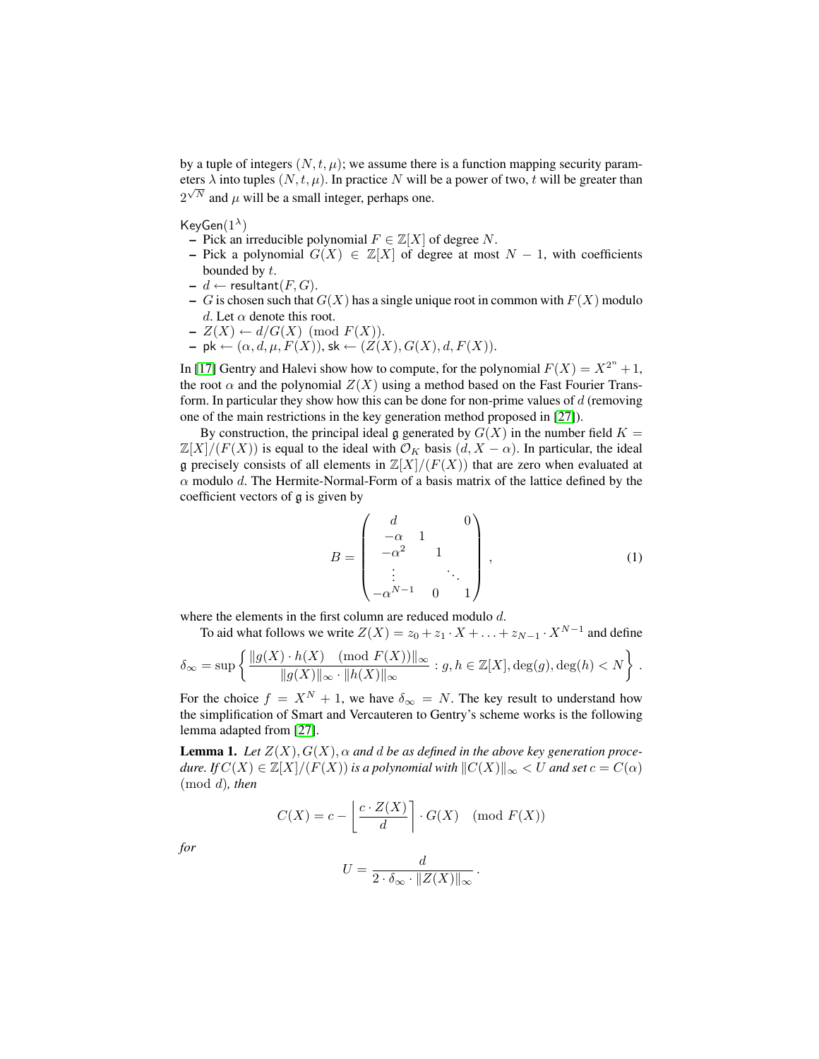by a tuple of integers $(N, t, \mu)$; we assume there is a function mapping security parameters $\lambda$ into tuples $(N, t, \mu)$. In practice $N$ will be a power of two, $t$ will be greater than $2^{\sqrt{N}}$ and $\mu$ will be a small integer, perhaps one.

$\mathsf{KeyGen}(1^\lambda)$

- Pick an irreducible polynomial $F \in \mathbb{Z}[X]$ of degree $N$.
- Pick a polynomial $G(X) \in \mathbb{Z}[X]$ of degree at most $N-1$, with coefficients bounded by $t$.
- $d \leftarrow \mathsf{resultant}(F, G)$.
- $G$ is chosen such that $G(X)$ has a single unique root in common with $F(X)$ modulo $d$. Let $\alpha$ denote this root.
- $Z(X) \leftarrow d/G(X) \pmod{F(X)}$.
- $\mathsf{pk} \leftarrow (\alpha, d, \mu, F(X))$, $\mathsf{sk} \leftarrow (Z(X), G(X), d, F(X))$.

In [17] Gentry and Halevi show how to compute, for the polynomial $F(X) = X^{2^n} + 1$, the root $\alpha$ and the polynomial $Z(X)$ using a method based on the Fast Fourier Transform. In particular they show how this can be done for non-prime values of $d$ (removing one of the main restrictions in the key generation method proposed in [27]).

By construction, the principal ideal $\mathfrak{g}$ generated by $G(X)$ in the number field $K = \mathbb{Z}[X]/(F(X))$ is equal to the ideal with $\mathcal{O}_K$ basis $(d, X - \alpha)$. In particular, the ideal $\mathfrak{g}$ precisely consists of all elements in $\mathbb{Z}[X]/(F(X))$ that are zero when evaluated at $\alpha$ modulo $d$. The Hermite-Normal-Form of a basis matrix of the lattice defined by the coefficient vectors of $\mathfrak{g}$ is given by

$$B = \begin{pmatrix} d & & & 0 \\ -\alpha & 1 & & \\ -\alpha^2 & & 1 & \\ \vdots & & & \ddots \\ -\alpha^{N-1} & & 0 & & 1 \end{pmatrix}, \tag{1}$$

where the elements in the first column are reduced modulo $d$.

To aid what follows we write $Z(X) = z_0 + z_1 \cdot X + \ldots + z_{N-1} \cdot X^{N-1}$ and define

$$\delta_\infty = \sup \left\{ \frac{\|g(X) \cdot h(X) \pmod{F(X)}\|_\infty}{\|g(X)\|_\infty \cdot \|h(X)\|_\infty} : g, h \in \mathbb{Z}[X], \deg(g), \deg(h) < N \right\}.$$

For the choice $f = X^N + 1$, we have $\delta_\infty = N$. The key result to understand how the simplification of Smart and Vercauteren to Gentry's scheme works is the following lemma adapted from [27].

**Lemma 1.** *Let $Z(X), G(X), \alpha$ and $d$ be as defined in the above key generation procedure. If $C(X) \in \mathbb{Z}[X]/(F(X))$ is a polynomial with $\|C(X)\|_\infty < U$ and set $c = C(\alpha) \pmod{d}$, then*

$$C(X) = c - \left\lfloor \frac{c \cdot Z(X)}{d} \right\rceil \cdot G(X) \pmod{F(X)}$$

*for*

$$U = \frac{d}{2 \cdot \delta_\infty \cdot \|Z(X)\|_\infty}.$$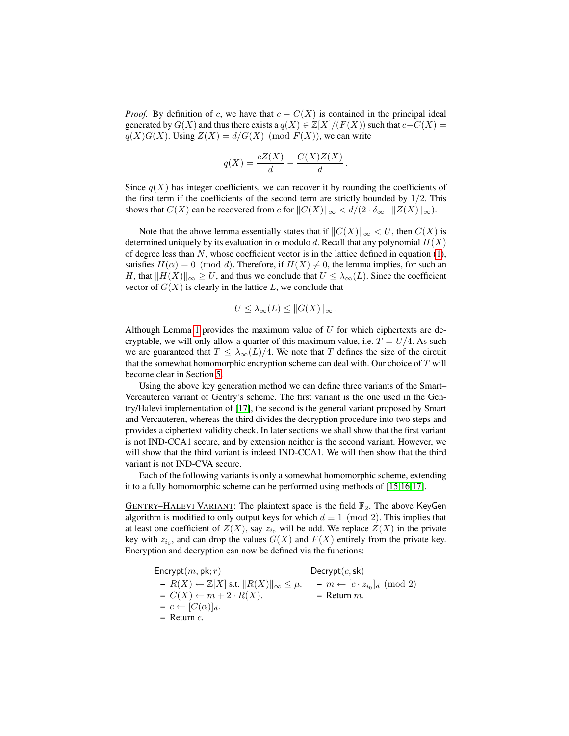*Proof.* By definition of $c$, we have that $c - C(X)$ is contained in the principal ideal generated by $G(X)$ and thus there exists a $q(X) \in \mathbb{Z}[X]/(F(X))$ such that $c - C(X) = q(X)G(X)$. Using $Z(X) = d/G(X) \pmod{F(X)}$, we can write

$$q(X) = \frac{cZ(X)}{d} - \frac{C(X)Z(X)}{d}.$$

Since $q(X)$ has integer coefficients, we can recover it by rounding the coefficients of the first term if the coefficients of the second term are strictly bounded by $1/2$. This shows that $C(X)$ can be recovered from $c$ for $\|C(X)\|_\infty < d/(2 \cdot \delta_\infty \cdot \|Z(X)\|_\infty)$.

Note that the above lemma essentially states that if $\|C(X)\|_\infty < U$, then $C(X)$ is determined uniquely by its evaluation in $\alpha$ modulo $d$. Recall that any polynomial $H(X)$ of degree less than $N$, whose coefficient vector is in the lattice defined in equation (1), satisfies $H(\alpha) = 0 \pmod{d}$. Therefore, if $H(X) \neq 0$, the lemma implies, for such an $H$, that $\|H(X)\|_\infty \geq U$, and thus we conclude that $U \leq \lambda_\infty(L)$. Since the coefficient vector of $G(X)$ is clearly in the lattice $L$, we conclude that

$$U \leq \lambda_\infty(L) \leq \|G(X)\|_\infty.$$

Although Lemma 1 provides the maximum value of $U$ for which ciphertexts are decryptable, we will only allow a quarter of this maximum value, i.e. $T = U/4$. As such we are guaranteed that $T \leq \lambda_\infty(L)/4$. We note that $T$ defines the size of the circuit that the somewhat homomorphic encryption scheme can deal with. Our choice of $T$ will become clear in Section 5.

Using the above key generation method we can define three variants of the Smart–Vercauteren variant of Gentry's scheme. The first variant is the one used in the Gentry/Halevi implementation of [17], the second is the general variant proposed by Smart and Vercauteren, whereas the third divides the decryption procedure into two steps and provides a ciphertext validity check. In later sections we shall show that the first variant is not IND-CCA1 secure, and by extension neither is the second variant. However, we will show that the third variant is indeed IND-CCA1. We will then show that the third variant is not IND-CVA secure.

Each of the following variants is only a somewhat homomorphic scheme, extending it to a fully homomorphic scheme can be performed using methods of [15,16,17].

GENTRY–HALEVI VARIANT: The plaintext space is the field $\mathbb{F}_2$. The above KeyGen algorithm is modified to only output keys for which $d \equiv 1 \pmod{2}$. This implies that at least one coefficient of $Z(X)$, say $z_{i_0}$ will be odd. We replace $Z(X)$ in the private key with $z_{i_0}$, and can drop the values $G(X)$ and $F(X)$ entirely from the private key. Encryption and decryption can now be defined via the functions:

Encrypt$(m, \mathsf{pk}; r)$
- $R(X) \leftarrow \mathbb{Z}[X]$ s.t. $\|R(X)\|_\infty \leq \mu$.
- $C(X) \leftarrow m + 2 \cdot R(X)$.
- $c \leftarrow [C(\alpha)]_d$.
- Return $c$.

Decrypt$(c, \mathsf{sk})$
- $m \leftarrow [c \cdot z_{i_0}]_d \pmod{2}$
- Return $m$.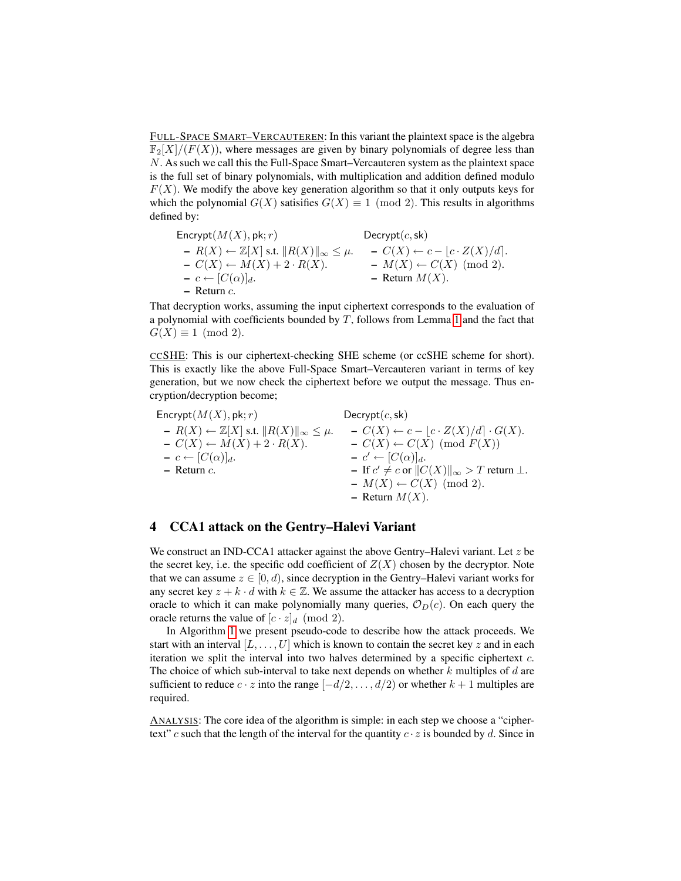Full-Space Smart–Vercauteren: In this variant the plaintext space is the algebra $\mathbb{F}_2[X]/(F(X))$, where messages are given by binary polynomials of degree less than $N$. As such we call this the Full-Space Smart–Vercauteren system as the plaintext space is the full set of binary polynomials, with multiplication and addition defined modulo $F(X)$. We modify the above key generation algorithm so that it only outputs keys for which the polynomial $G(X)$ satisifies $G(X) \equiv 1 \pmod 2$. This results in algorithms defined by:

$\mathsf{Encrypt}(M(X), \mathsf{pk}; r)$
- $R(X) \leftarrow \mathbb{Z}[X]$ s.t. $\|R(X)\|_\infty \leq \mu$.
- $C(X) \leftarrow M(X) + 2 \cdot R(X)$.
- $c \leftarrow [C(\alpha)]_d$.
- Return $c$.

$\mathsf{Decrypt}(c, \mathsf{sk})$
- $C(X) \leftarrow c - \lfloor c \cdot Z(X)/d \rceil$.
- $M(X) \leftarrow C(X) \pmod 2$.
- Return $M(X)$.

That decryption works, assuming the input ciphertext corresponds to the evaluation of a polynomial with coefficients bounded by $T$, follows from Lemma 1 and the fact that $G(X) \equiv 1 \pmod 2$.

ccSHE: This is our ciphertext-checking SHE scheme (or ccSHE scheme for short). This is exactly like the above Full-Space Smart–Vercauteren variant in terms of key generation, but we now check the ciphertext before we output the message. Thus encryption/decryption become;

$\mathsf{Encrypt}(M(X), \mathsf{pk}; r)$
- $R(X) \leftarrow \mathbb{Z}[X]$ s.t. $\|R(X)\|_\infty \leq \mu$.
- $C(X) \leftarrow M(X) + 2 \cdot R(X)$.
- $c \leftarrow [C(\alpha)]_d$.
- Return $c$.

$\mathsf{Decrypt}(c, \mathsf{sk})$
- $C(X) \leftarrow c - \lfloor c \cdot Z(X)/d \rceil \cdot G(X)$.
- $C(X) \leftarrow C(X) \pmod{F(X)}$
- $c' \leftarrow [C(\alpha)]_d$.
- If $c' \neq c$ or $\|C(X)\|_\infty > T$ return $\perp$.
- $M(X) \leftarrow C(X) \pmod 2$.
- Return $M(X)$.

## 4 CCA1 attack on the Gentry–Halevi Variant

We construct an IND-CCA1 attacker against the above Gentry–Halevi variant. Let $z$ be the secret key, i.e. the specific odd coefficient of $Z(X)$ chosen by the decryptor. Note that we can assume $z \in [0, d)$, since decryption in the Gentry–Halevi variant works for any secret key $z + k \cdot d$ with $k \in \mathbb{Z}$. We assume the attacker has access to a decryption oracle to which it can make polynomially many queries, $\mathcal{O}_D(c)$. On each query the oracle returns the value of $[c \cdot z]_d \pmod 2$.

In Algorithm 1 we present pseudo-code to describe how the attack proceeds. We start with an interval $[L, \ldots, U]$ which is known to contain the secret key $z$ and in each iteration we split the interval into two halves determined by a specific ciphertext $c$. The choice of which sub-interval to take next depends on whether $k$ multiples of $d$ are sufficient to reduce $c \cdot z$ into the range $[-d/2, \ldots, d/2)$ or whether $k + 1$ multiples are required.

Analysis: The core idea of the algorithm is simple: in each step we choose a "ciphertext" $c$ such that the length of the interval for the quantity $c \cdot z$ is bounded by $d$. Since in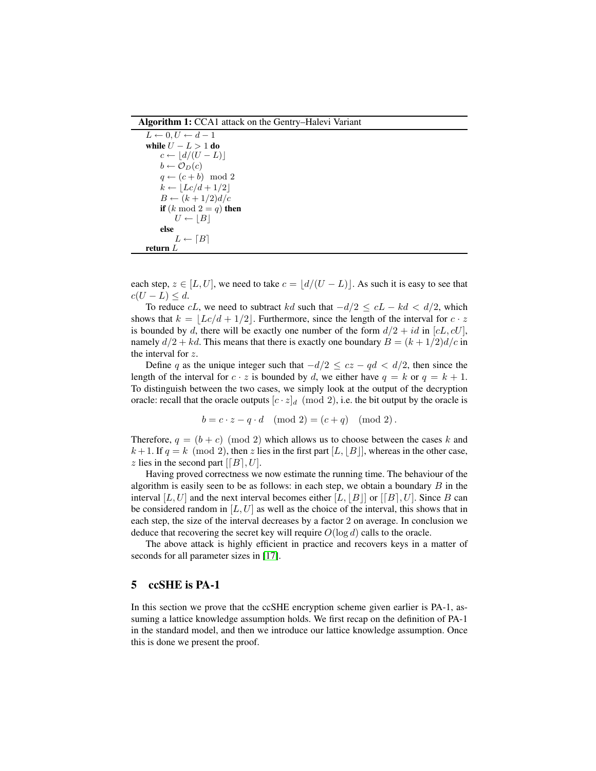**Algorithm 1:** CCA1 attack on the Gentry–Halevi Variant

```
L ← 0, U ← d − 1
while U − L > 1 do
    c ← ⌊d/(U − L)⌋
    b ← O_D(c)
    q ← (c + b)  mod 2
    k ← ⌊Lc/d + 1/2⌋
    B ← (k + 1/2)d/c
    if (k mod 2 = q) then
        U ← ⌊B⌋
    else
        L ← ⌈B⌉
return L
```

each step, $z \in [L, U]$, we need to take $c = \lfloor d/(U-L) \rfloor$. As such it is easy to see that $c(U-L) \leq d$.

To reduce $cL$, we need to subtract $kd$ such that $-d/2 \leq cL - kd < d/2$, which shows that $k = \lfloor Lc/d + 1/2 \rfloor$. Furthermore, since the length of the interval for $c \cdot z$ is bounded by $d$, there will be exactly one number of the form $d/2 + id$ in $[cL, cU]$, namely $d/2 + kd$. This means that there is exactly one boundary $B = (k + 1/2)d/c$ in the interval for $z$.

Define $q$ as the unique integer such that $-d/2 \leq cz - qd < d/2$, then since the length of the interval for $c \cdot z$ is bounded by $d$, we either have $q = k$ or $q = k + 1$. To distinguish between the two cases, we simply look at the output of the decryption oracle: recall that the oracle outputs $[c \cdot z]_d \pmod 2$, i.e. the bit output by the oracle is

$$b = c \cdot z - q \cdot d \pmod 2 = (c + q) \pmod 2 .$$

Therefore, $q = (b + c) \pmod 2$ which allows us to choose between the cases $k$ and $k+1$. If $q = k \pmod 2$, then $z$ lies in the first part $[L, \lfloor B \rfloor]$, whereas in the other case, $z$ lies in the second part $[\lceil B \rceil, U]$.

Having proved correctness we now estimate the running time. The behaviour of the algorithm is easily seen to be as follows: in each step, we obtain a boundary $B$ in the interval $[L, U]$ and the next interval becomes either $[L, \lfloor B \rfloor]$ or $[\lceil B \rceil, U]$. Since $B$ can be considered random in $[L, U]$ as well as the choice of the interval, this shows that in each step, the size of the interval decreases by a factor 2 on average. In conclusion we deduce that recovering the secret key will require $O(\log d)$ calls to the oracle.

The above attack is highly efficient in practice and recovers keys in a matter of seconds for all parameter sizes in [17].

## 5 ccSHE is PA-1

In this section we prove that the ccSHE encryption scheme given earlier is PA-1, assuming a lattice knowledge assumption holds. We first recap on the definition of PA-1 in the standard model, and then we introduce our lattice knowledge assumption. Once this is done we present the proof.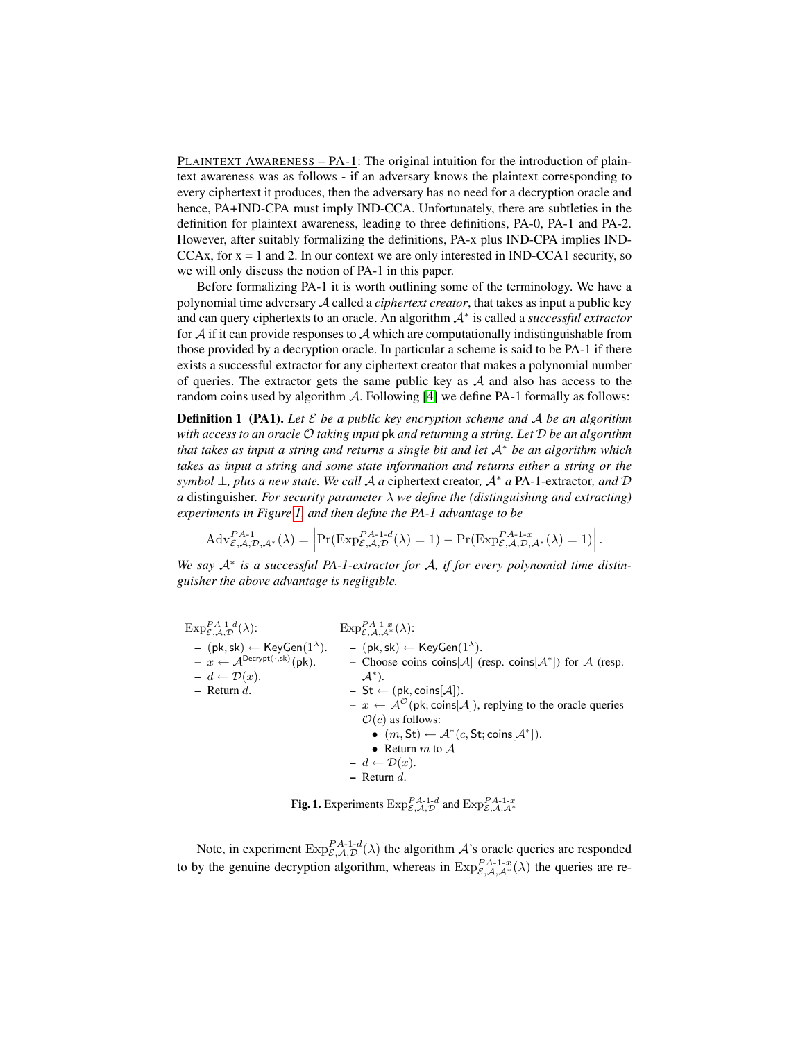PLAINTEXT AWARENESS – PA-1: The original intuition for the introduction of plaintext awareness was as follows - if an adversary knows the plaintext corresponding to every ciphertext it produces, then the adversary has no need for a decryption oracle and hence, PA+IND-CPA must imply IND-CCA. Unfortunately, there are subtleties in the definition for plaintext awareness, leading to three definitions, PA-0, PA-1 and PA-2. However, after suitably formalizing the definitions, PA-x plus IND-CPA implies IND-CCAx, for x = 1 and 2. In our context we are only interested in IND-CCA1 security, so we will only discuss the notion of PA-1 in this paper.

Before formalizing PA-1 it is worth outlining some of the terminology. We have a polynomial time adversary $\mathcal{A}$ called a *ciphertext creator*, that takes as input a public key and can query ciphertexts to an oracle. An algorithm $\mathcal{A}^*$ is called a *successful extractor* for $\mathcal{A}$ if it can provide responses to $\mathcal{A}$ which are computationally indistinguishable from those provided by a decryption oracle. In particular a scheme is said to be PA-1 if there exists a successful extractor for any ciphertext creator that makes a polynomial number of queries. The extractor gets the same public key as $\mathcal{A}$ and also has access to the random coins used by algorithm $\mathcal{A}$. Following [4] we define PA-1 formally as follows:

**Definition 1 (PA1).** *Let $\mathcal{E}$ be a public key encryption scheme and $\mathcal{A}$ be an algorithm with access to an oracle $\mathcal{O}$ taking input* pk *and returning a string. Let $\mathcal{D}$ be an algorithm that takes as input a string and returns a single bit and let $\mathcal{A}^*$ be an algorithm which takes as input a string and some state information and returns either a string or the symbol $\perp$, plus a new state. We call $\mathcal{A}$ a* ciphertext creator*, $\mathcal{A}^*$ a* PA-1-extractor*, and $\mathcal{D}$ a* distinguisher. *For security parameter $\lambda$ we define the (distinguishing and extracting) experiments in Figure 1, and then define the PA-1 advantage to be*

$$\mathrm{Adv}^{PA\text{-}1}_{\mathcal{E},\mathcal{A},\mathcal{D},\mathcal{A}^*}(\lambda) = \left|\Pr(\mathrm{Exp}^{PA\text{-}1\text{-}d}_{\mathcal{E},\mathcal{A},\mathcal{D}}(\lambda) = 1) - \Pr(\mathrm{Exp}^{PA\text{-}1\text{-}x}_{\mathcal{E},\mathcal{A},\mathcal{D},\mathcal{A}^*}(\lambda) = 1)\right|.$$

*We say $\mathcal{A}^*$ is a successful PA-1-extractor for $\mathcal{A}$, if for every polynomial time distinguisher the above advantage is negligible.*

$\mathrm{Exp}^{PA\text{-}1\text{-}d}_{\mathcal{E},\mathcal{A},\mathcal{D}}(\lambda)$:
- $(\mathsf{pk}, \mathsf{sk}) \leftarrow \mathsf{KeyGen}(1^\lambda)$.
- $x \leftarrow \mathcal{A}^{\mathsf{Decrypt}(\cdot,\mathsf{sk})}(\mathsf{pk})$.
- $d \leftarrow \mathcal{D}(x)$.
- Return $d$.

$\mathrm{Exp}^{PA\text{-}1\text{-}x}_{\mathcal{E},\mathcal{A},\mathcal{A}^*}(\lambda)$:
- $(\mathsf{pk}, \mathsf{sk}) \leftarrow \mathsf{KeyGen}(1^\lambda)$.
- Choose coins $\mathsf{coins}[\mathcal{A}]$ (resp. $\mathsf{coins}[\mathcal{A}^*]$) for $\mathcal{A}$ (resp. $\mathcal{A}^*$).
- $\mathsf{St} \leftarrow (\mathsf{pk}, \mathsf{coins}[\mathcal{A}])$.
- $x \leftarrow \mathcal{A}^{\mathcal{O}}(\mathsf{pk}; \mathsf{coins}[\mathcal{A}])$, replying to the oracle queries $\mathcal{O}(c)$ as follows:
  - $(m, \mathsf{St}) \leftarrow \mathcal{A}^*(c, \mathsf{St}; \mathsf{coins}[\mathcal{A}^*])$.
  - Return $m$ to $\mathcal{A}$
- $d \leftarrow \mathcal{D}(x)$.
- Return $d$.

**Fig. 1.** Experiments $\mathrm{Exp}^{PA\text{-}1\text{-}d}_{\mathcal{E},\mathcal{A},\mathcal{D}}$ and $\mathrm{Exp}^{PA\text{-}1\text{-}x}_{\mathcal{E},\mathcal{A},\mathcal{A}^*}$

Note, in experiment $\mathrm{Exp}^{PA\text{-}1\text{-}d}_{\mathcal{E},\mathcal{A},\mathcal{D}}(\lambda)$ the algorithm $\mathcal{A}$'s oracle queries are responded to by the genuine decryption algorithm, whereas in $\mathrm{Exp}^{PA\text{-}1\text{-}x}_{\mathcal{E},\mathcal{A},\mathcal{A}^*}(\lambda)$ the queries are re-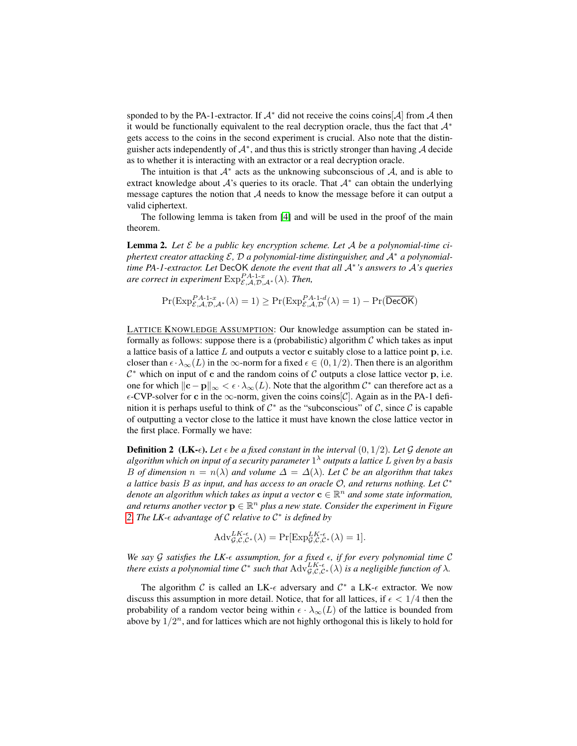sponded to by the PA-1-extractor. If $\mathcal{A}^*$ did not receive the coins $\mathsf{coins}[\mathcal{A}]$ from $\mathcal{A}$ then it would be functionally equivalent to the real decryption oracle, thus the fact that $\mathcal{A}^*$ gets access to the coins in the second experiment is crucial. Also note that the distinguisher acts independently of $\mathcal{A}^*$, and thus this is strictly stronger than having $\mathcal{A}$ decide as to whether it is interacting with an extractor or a real decryption oracle.

The intuition is that $\mathcal{A}^*$ acts as the unknowing subconscious of $\mathcal{A}$, and is able to extract knowledge about $\mathcal{A}$'s queries to its oracle. That $\mathcal{A}^*$ can obtain the underlying message captures the notion that $\mathcal{A}$ needs to know the message before it can output a valid ciphertext.

The following lemma is taken from [4] and will be used in the proof of the main theorem.

**Lemma 2.** *Let $\mathcal{E}$ be a public key encryption scheme. Let $\mathcal{A}$ be a polynomial-time ciphertext creator attacking $\mathcal{E}$, $\mathcal{D}$ a polynomial-time distinguisher, and $\mathcal{A}^*$ a polynomial-time PA-1-extractor. Let $\mathsf{DecOK}$ denote the event that all $\mathcal{A}^*$'s answers to $\mathcal{A}$'s queries are correct in experiment $\mathrm{Exp}^{PA\text{-}1\text{-}x}_{\mathcal{E},\mathcal{A},\mathcal{D},\mathcal{A}^*}(\lambda)$. Then,*

$$\Pr(\mathrm{Exp}^{PA\text{-}1\text{-}x}_{\mathcal{E},\mathcal{A},\mathcal{D},\mathcal{A}^*}(\lambda) = 1) \geq \Pr(\mathrm{Exp}^{PA\text{-}1\text{-}d}_{\mathcal{E},\mathcal{A},\mathcal{D}}(\lambda) = 1) - \Pr(\overline{\mathsf{DecOK}})$$

LATTICE KNOWLEDGE ASSUMPTION: Our knowledge assumption can be stated informally as follows: suppose there is a (probabilistic) algorithm $\mathcal{C}$ which takes as input a lattice basis of a lattice $L$ and outputs a vector $\mathbf{c}$ suitably close to a lattice point $\mathbf{p}$, i.e. closer than $\epsilon \cdot \lambda_\infty(L)$ in the $\infty$-norm for a fixed $\epsilon \in (0, 1/2)$. Then there is an algorithm $\mathcal{C}^*$ which on input of $\mathbf{c}$ and the random coins of $\mathcal{C}$ outputs a close lattice vector $\mathbf{p}$, i.e. one for which $\|\mathbf{c} - \mathbf{p}\|_\infty < \epsilon \cdot \lambda_\infty(L)$. Note that the algorithm $\mathcal{C}^*$ can therefore act as a $\epsilon$-CVP-solver for $\mathbf{c}$ in the $\infty$-norm, given the coins $\mathsf{coins}[\mathcal{C}]$. Again as in the PA-1 definition it is perhaps useful to think of $\mathcal{C}^*$ as the "subconscious" of $\mathcal{C}$, since $\mathcal{C}$ is capable of outputting a vector close to the lattice it must have known the close lattice vector in the first place. Formally we have:

**Definition 2 (LK-$\epsilon$).** *Let $\epsilon$ be a fixed constant in the interval $(0, 1/2)$. Let $\mathcal{G}$ denote an algorithm which on input of a security parameter $1^\lambda$ outputs a lattice $L$ given by a basis $B$ of dimension $n = n(\lambda)$ and volume $\Delta = \Delta(\lambda)$. Let $\mathcal{C}$ be an algorithm that takes a lattice basis $B$ as input, and has access to an oracle $\mathcal{O}$, and returns nothing. Let $\mathcal{C}^*$ denote an algorithm which takes as input a vector $\mathbf{c} \in \mathbb{R}^n$ and some state information, and returns another vector $\mathbf{p} \in \mathbb{R}^n$ plus a new state. Consider the experiment in Figure 2. The LK-$\epsilon$ advantage of $\mathcal{C}$ relative to $\mathcal{C}^*$ is defined by*

$$\mathrm{Adv}^{LK\text{-}\epsilon}_{\mathcal{G},\mathcal{C},\mathcal{C}^*}(\lambda) = \Pr[\mathrm{Exp}^{LK\text{-}\epsilon}_{\mathcal{G},\mathcal{C},\mathcal{C}^*}(\lambda) = 1].$$

*We say $\mathcal{G}$ satisfies the LK-$\epsilon$ assumption, for a fixed $\epsilon$, if for every polynomial time $\mathcal{C}$ there exists a polynomial time $\mathcal{C}^*$ such that $\mathrm{Adv}^{LK\text{-}\epsilon}_{\mathcal{G},\mathcal{C},\mathcal{C}^*}(\lambda)$ is a negligible function of $\lambda$.*

The algorithm $\mathcal{C}$ is called an LK-$\epsilon$ adversary and $\mathcal{C}^*$ a LK-$\epsilon$ extractor. We now discuss this assumption in more detail. Notice, that for all lattices, if $\epsilon < 1/4$ then the probability of a random vector being within $\epsilon \cdot \lambda_\infty(L)$ of the lattice is bounded from above by $1/2^n$, and for lattices which are not highly orthogonal this is likely to hold for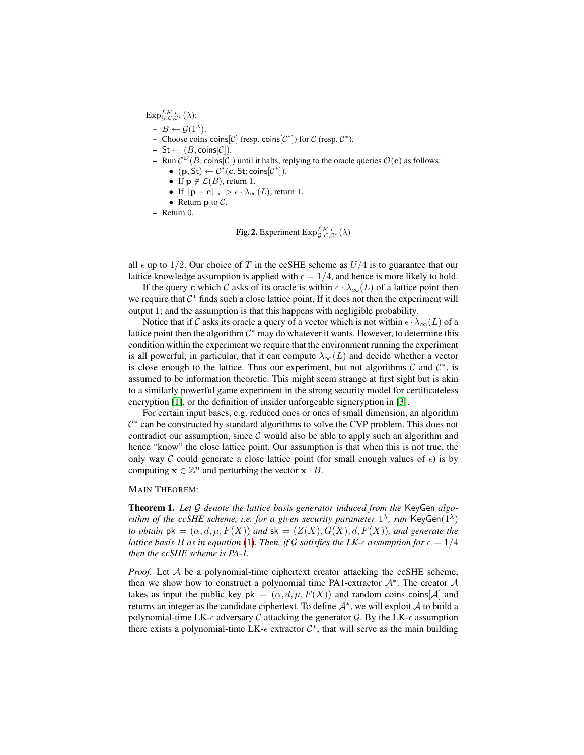$\text{Exp}^{LK\text{-}\epsilon}_{\mathcal{G},\mathcal{C},\mathcal{C}^*}(\lambda)$:

- $B \leftarrow \mathcal{G}(1^\lambda)$.
- Choose coins $\text{coins}[\mathcal{C}]$ (resp. $\text{coins}[\mathcal{C}^*]$) for $\mathcal{C}$ (resp. $\mathcal{C}^*$).
- $\text{St} \leftarrow (B, \text{coins}[\mathcal{C}])$.
- Run $\mathcal{C}^{\mathcal{O}}(B; \text{coins}[\mathcal{C}])$ until it halts, replying to the oracle queries $\mathcal{O}(\mathbf{c})$ as follows:
  - $(\mathbf{p}, \text{St}) \leftarrow \mathcal{C}^*(\mathbf{c}, \text{St}; \text{coins}[\mathcal{C}^*])$.
  - If $\mathbf{p} \notin \mathcal{L}(B)$, return 1.
  - If $\|\mathbf{p} - \mathbf{c}\|_\infty > \epsilon \cdot \lambda_\infty(L)$, return 1.
  - Return $\mathbf{p}$ to $\mathcal{C}$.
- Return 0.

**Fig. 2.** Experiment $\text{Exp}^{LK\text{-}\epsilon}_{\mathcal{G},\mathcal{C},\mathcal{C}^*}(\lambda)$

all $\epsilon$ up to $1/2$. Our choice of $T$ in the ccSHE scheme as $U/4$ is to guarantee that our lattice knowledge assumption is applied with $\epsilon = 1/4$, and hence is more likely to hold.

If the query $\mathbf{c}$ which $\mathcal{C}$ asks of its oracle is within $\epsilon \cdot \lambda_\infty(L)$ of a lattice point then we require that $\mathcal{C}^*$ finds such a close lattice point. If it does not then the experiment will output 1; and the assumption is that this happens with negligible probability.

Notice that if $\mathcal{C}$ asks its oracle a query of a vector which is not within $\epsilon \cdot \lambda_\infty(L)$ of a lattice point then the algorithm $\mathcal{C}^*$ may do whatever it wants. However, to determine this condition within the experiment we require that the environment running the experiment is all powerful, in particular, that it can compute $\lambda_\infty(L)$ and decide whether a vector is close enough to the lattice. Thus our experiment, but not algorithms $\mathcal{C}$ and $\mathcal{C}^*$, is assumed to be information theoretic. This might seem strange at first sight but is akin to a similarly powerful game experiment in the strong security model for certificateless encryption [1], or the definition of insider unforgeable signcryption in [3].

For certain input bases, e.g. reduced ones or ones of small dimension, an algorithm $\mathcal{C}^*$ can be constructed by standard algorithms to solve the CVP problem. This does not contradict our assumption, since $\mathcal{C}$ would also be able to apply such an algorithm and hence "know" the close lattice point. Our assumption is that when this is not true, the only way $\mathcal{C}$ could generate a close lattice point (for small enough values of $\epsilon$) is by computing $\mathbf{x} \in \mathbb{Z}^n$ and perturbing the vector $\mathbf{x} \cdot B$.

MAIN THEOREM:

**Theorem 1.** *Let $\mathcal{G}$ denote the lattice basis generator induced from the* KeyGen *algorithm of the ccSHE scheme, i.e. for a given security parameter $1^\lambda$, run* $\text{KeyGen}(1^\lambda)$ *to obtain* $\text{pk} = (\alpha, d, \mu, F(X))$ *and* $\text{sk} = (Z(X), G(X), d, F(X))$*, and generate the lattice basis $B$ as in equation (1). Then, if $\mathcal{G}$ satisfies the LK-$\epsilon$ assumption for $\epsilon = 1/4$ then the ccSHE scheme is PA-1.*

*Proof.* Let $\mathcal{A}$ be a polynomial-time ciphertext creator attacking the ccSHE scheme, then we show how to construct a polynomial time PA1-extractor $\mathcal{A}^*$. The creator $\mathcal{A}$ takes as input the public key $\text{pk} = (\alpha, d, \mu, F(X))$ and random coins $\text{coins}[\mathcal{A}]$ and returns an integer as the candidate ciphertext. To define $\mathcal{A}^*$, we will exploit $\mathcal{A}$ to build a polynomial-time LK-$\epsilon$ adversary $\mathcal{C}$ attacking the generator $\mathcal{G}$. By the LK-$\epsilon$ assumption there exists a polynomial-time LK-$\epsilon$ extractor $\mathcal{C}^*$, that will serve as the main building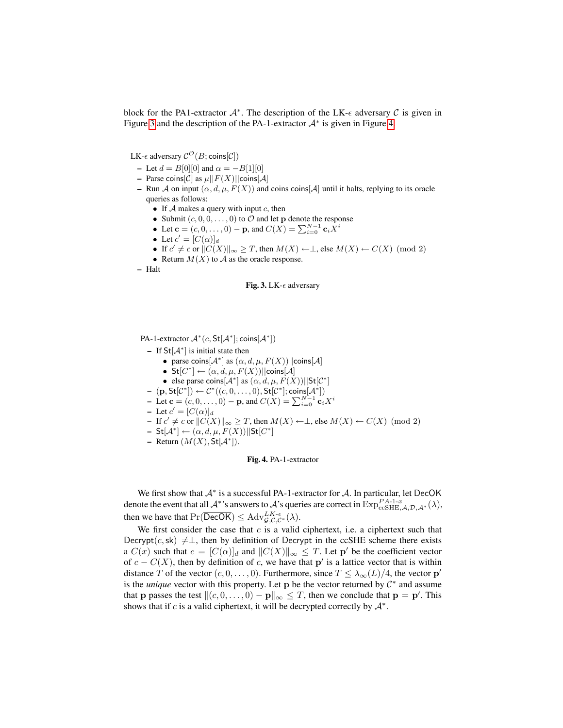block for the PA1-extractor $\mathcal{A}^*$. The description of the LK-$\epsilon$ adversary $\mathcal{C}$ is given in Figure 3 and the description of the PA-1-extractor $\mathcal{A}^*$ is given in Figure 4.

LK-$\epsilon$ adversary $\mathcal{C}^{\mathcal{O}}(B; \mathsf{coins}[\mathcal{C}])$

- Let $d = B[0][0]$ and $\alpha = -B[1][0]$
- Parse $\mathsf{coins}[\mathcal{C}]$ as $\mu || F(X) || \mathsf{coins}[\mathcal{A}]$
- Run $\mathcal{A}$ on input $(\alpha, d, \mu, F(X))$ and coins $\mathsf{coins}[\mathcal{A}]$ until it halts, replying to its oracle queries as follows:
  - If $\mathcal{A}$ makes a query with input $c$, then
  - Submit $(c, 0, 0, \dots, 0)$ to $\mathcal{O}$ and let $\mathbf{p}$ denote the response
  - Let $\mathbf{c} = (c, 0, \dots, 0) - \mathbf{p}$, and $C(X) = \sum_{i=0}^{N-1} \mathbf{c}_i X^i$
  - Let $c' = [C(\alpha)]_d$
  - If $c' \neq c$ or $\|C(X)\|_\infty \geq T$, then $M(X) \leftarrow \perp$, else $M(X) \leftarrow C(X) \pmod 2$
  - Return $M(X)$ to $\mathcal{A}$ as the oracle response.
- Halt

**Fig. 3.** LK-$\epsilon$ adversary

PA-1-extractor $\mathcal{A}^*(c, \mathsf{St}[\mathcal{A}^*]; \mathsf{coins}[\mathcal{A}^*])$

- If $\mathsf{St}[\mathcal{A}^*]$ is initial state then
  - parse $\mathsf{coins}[\mathcal{A}^*]$ as $(\alpha, d, \mu, F(X)) || \mathsf{coins}[\mathcal{A}]$
  - $\mathsf{St}[C^*] \leftarrow (\alpha, d, \mu, F(X)) || \mathsf{coins}[\mathcal{A}]$
  - else parse $\mathsf{coins}[\mathcal{A}^*]$ as $(\alpha, d, \mu, F(X)) || \mathsf{St}[\mathcal{C}^*]$
- $(\mathbf{p}, \mathsf{St}[\mathcal{C}^*]) \leftarrow \mathcal{C}^*((c, 0, \dots, 0), \mathsf{St}[\mathcal{C}^*]; \mathsf{coins}[\mathcal{A}^*])$
- Let $\mathbf{c} = (c, 0, \dots, 0) - \mathbf{p}$, and $C(X) = \sum_{i=0}^{N-1} \mathbf{c}_i X^i$
- Let $c' = [C(\alpha)]_d$
- If $c' \neq c$ or $\|C(X)\|_\infty \geq T$, then $M(X) \leftarrow \perp$, else $M(X) \leftarrow C(X) \pmod 2$
- $\mathsf{St}[\mathcal{A}^*] \leftarrow (\alpha, d, \mu, F(X)) || \mathsf{St}[C^*]$
- Return $(M(X), \mathsf{St}[\mathcal{A}^*])$.

**Fig. 4.** PA-1-extractor

We first show that $\mathcal{A}^*$ is a successful PA-1-extractor for $\mathcal{A}$. In particular, let $\mathsf{DecOK}$ denote the event that all $\mathcal{A}^*$'s answers to $\mathcal{A}$'s queries are correct in $\mathrm{Exp}^{PA\text{-}1\text{-}x}_{\mathrm{ccSHE},\mathcal{A},\mathcal{D},\mathcal{A}^*}(\lambda)$, then we have that $\Pr(\overline{\mathsf{DecOK}}) \leq \mathrm{Adv}^{LK\text{-}\epsilon}_{\mathcal{G},\mathcal{C},\mathcal{C}^*}(\lambda)$.

We first consider the case that $c$ is a valid ciphertext, i.e. a ciphertext such that $\mathsf{Decrypt}(c, \mathsf{sk}) \neq \perp$, then by definition of Decrypt in the ccSHE scheme there exists a $C(x)$ such that $c = [C(\alpha)]_d$ and $\|C(X)\|_\infty \leq T$. Let $\mathbf{p}'$ be the coefficient vector of $c - C(X)$, then by definition of $c$, we have that $\mathbf{p}'$ is a lattice vector that is within distance $T$ of the vector $(c, 0, \dots, 0)$. Furthermore, since $T \leq \lambda_\infty(L)/4$, the vector $\mathbf{p}'$ is the *unique* vector with this property. Let $\mathbf{p}$ be the vector returned by $\mathcal{C}^*$ and assume that $\mathbf{p}$ passes the test $\|(c, 0, \dots, 0) - \mathbf{p}\|_\infty \leq T$, then we conclude that $\mathbf{p} = \mathbf{p}'$. This shows that if $c$ is a valid ciphertext, it will be decrypted correctly by $\mathcal{A}^*$.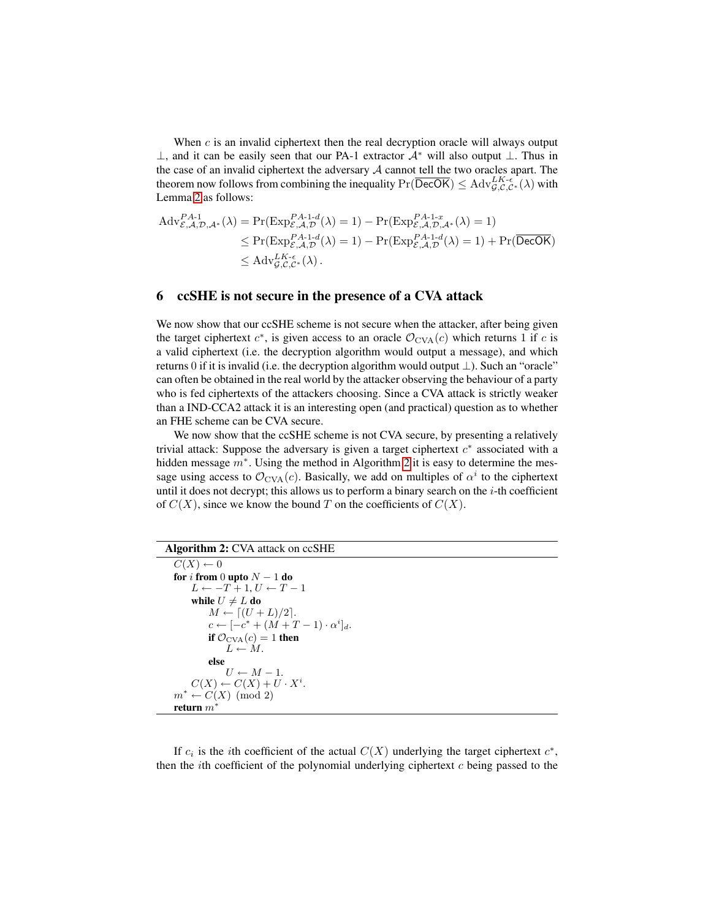When $c$ is an invalid ciphertext then the real decryption oracle will always output $\perp$, and it can be easily seen that our PA-1 extractor $\mathcal{A}^*$ will also output $\perp$. Thus in the case of an invalid ciphertext the adversary $\mathcal{A}$ cannot tell the two oracles apart. The theorem now follows from combining the inequality $\Pr(\overline{\mathsf{DecOK}}) \leq \mathrm{Adv}^{LK\text{-}\epsilon}_{\mathcal{G},\mathcal{C},\mathcal{C}^*}(\lambda)$ with Lemma 2 as follows:

$$
\begin{aligned}
\mathrm{Adv}^{PA\text{-}1}_{\mathcal{E},\mathcal{A},\mathcal{D},\mathcal{A}^*}(\lambda) &= \Pr(\mathrm{Exp}^{PA\text{-}1\text{-}d}_{\mathcal{E},\mathcal{A},\mathcal{D}}(\lambda) = 1) - \Pr(\mathrm{Exp}^{PA\text{-}1\text{-}x}_{\mathcal{E},\mathcal{A},\mathcal{D},\mathcal{A}^*}(\lambda) = 1) \\
&\leq \Pr(\mathrm{Exp}^{PA\text{-}1\text{-}d}_{\mathcal{E},\mathcal{A},\mathcal{D}}(\lambda) = 1) - \Pr(\mathrm{Exp}^{PA\text{-}1\text{-}d}_{\mathcal{E},\mathcal{A},\mathcal{D}}(\lambda) = 1) + \Pr(\overline{\mathsf{DecOK}}) \\
&\leq \mathrm{Adv}^{LK\text{-}\epsilon}_{\mathcal{G},\mathcal{C},\mathcal{C}^*}(\lambda)\,.
\end{aligned}
$$

## 6 ccSHE is not secure in the presence of a CVA attack

We now show that our ccSHE scheme is not secure when the attacker, after being given the target ciphertext $c^*$, is given access to an oracle $\mathcal{O}_{\mathrm{CVA}}(c)$ which returns 1 if $c$ is a valid ciphertext (i.e. the decryption algorithm would output a message), and which returns 0 if it is invalid (i.e. the decryption algorithm would output $\perp$). Such an "oracle" can often be obtained in the real world by the attacker observing the behaviour of a party who is fed ciphertexts of the attackers choosing. Since a CVA attack is strictly weaker than a IND-CCA2 attack it is an interesting open (and practical) question as to whether an FHE scheme can be CVA secure.

We now show that the ccSHE scheme is not CVA secure, by presenting a relatively trivial attack: Suppose the adversary is given a target ciphertext $c^*$ associated with a hidden message $m^*$. Using the method in Algorithm 2 it is easy to determine the message using access to $\mathcal{O}_{\mathrm{CVA}}(c)$. Basically, we add on multiples of $\alpha^i$ to the ciphertext until it does not decrypt; this allows us to perform a binary search on the $i$-th coefficient of $C(X)$, since we know the bound $T$ on the coefficients of $C(X)$.

**Algorithm 2:** CVA attack on ccSHE

```
C(X) ← 0
for i from 0 upto N − 1 do
    L ← −T + 1, U ← T − 1
    while U ≠ L do
        M ← ⌈(U + L)/2⌉.
        c ← [−c* + (M + T − 1) · α^i]_d.
        if O_CVA(c) = 1 then
            L ← M.
        else
            U ← M − 1.
    C(X) ← C(X) + U · X^i.
m* ← C(X) (mod 2)
return m*
```

If $c_i$ is the $i$th coefficient of the actual $C(X)$ underlying the target ciphertext $c^*$, then the $i$th coefficient of the polynomial underlying ciphertext $c$ being passed to the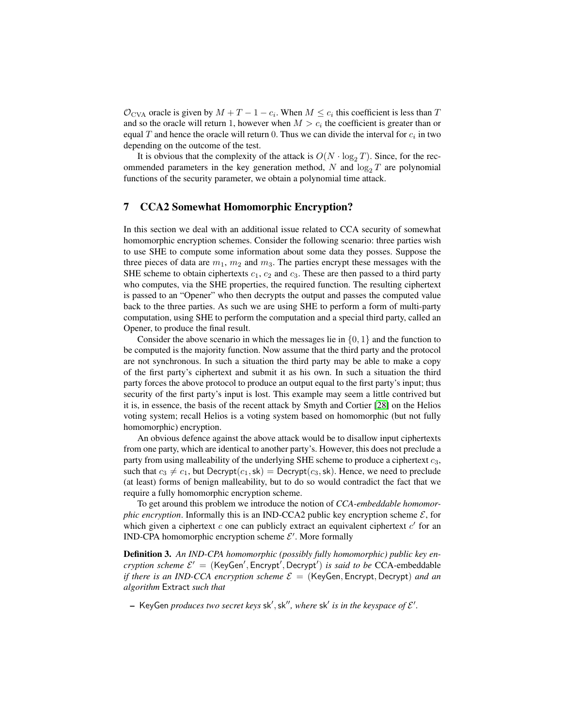$\mathcal{O}_{\text{CVA}}$ oracle is given by $M + T - 1 - c_i$. When $M \leq c_i$ this coefficient is less than $T$ and so the oracle will return 1, however when $M > c_i$ the coefficient is greater than or equal $T$ and hence the oracle will return 0. Thus we can divide the interval for $c_i$ in two depending on the outcome of the test.

It is obvious that the complexity of the attack is $O(N \cdot \log_2 T)$. Since, for the recommended parameters in the key generation method, $N$ and $\log_2 T$ are polynomial functions of the security parameter, we obtain a polynomial time attack.

## 7 CCA2 Somewhat Homomorphic Encryption?

In this section we deal with an additional issue related to CCA security of somewhat homomorphic encryption schemes. Consider the following scenario: three parties wish to use SHE to compute some information about some data they posses. Suppose the three pieces of data are $m_1$, $m_2$ and $m_3$. The parties encrypt these messages with the SHE scheme to obtain ciphertexts $c_1$, $c_2$ and $c_3$. These are then passed to a third party who computes, via the SHE properties, the required function. The resulting ciphertext is passed to an "Opener" who then decrypts the output and passes the computed value back to the three parties. As such we are using SHE to perform a form of multi-party computation, using SHE to perform the computation and a special third party, called an Opener, to produce the final result.

Consider the above scenario in which the messages lie in $\{0, 1\}$ and the function to be computed is the majority function. Now assume that the third party and the protocol are not synchronous. In such a situation the third party may be able to make a copy of the first party's ciphertext and submit it as his own. In such a situation the third party forces the above protocol to produce an output equal to the first party's input; thus security of the first party's input is lost. This example may seem a little contrived but it is, in essence, the basis of the recent attack by Smyth and Cortier [28] on the Helios voting system; recall Helios is a voting system based on homomorphic (but not fully homomorphic) encryption.

An obvious defence against the above attack would be to disallow input ciphertexts from one party, which are identical to another party's. However, this does not preclude a party from using malleability of the underlying SHE scheme to produce a ciphertext $c_3$, such that $c_3 \neq c_1$, but $\mathsf{Decrypt}(c_1, \mathsf{sk}) = \mathsf{Decrypt}(c_3, \mathsf{sk})$. Hence, we need to preclude (at least) forms of benign malleability, but to do so would contradict the fact that we require a fully homomorphic encryption scheme.

To get around this problem we introduce the notion of *CCA-embeddable homomorphic encryption*. Informally this is an IND-CCA2 public key encryption scheme $\mathcal{E}$, for which given a ciphertext $c$ one can publicly extract an equivalent ciphertext $c'$ for an IND-CPA homomorphic encryption scheme $\mathcal{E}'$. More formally

**Definition 3.** *An IND-CPA homomorphic (possibly fully homomorphic) public key encryption scheme $\mathcal{E}' = (\mathsf{KeyGen}', \mathsf{Encrypt}', \mathsf{Decrypt}')$ is said to be* CCA-embeddable *if there is an IND-CCA encryption scheme $\mathcal{E} = (\mathsf{KeyGen}, \mathsf{Encrypt}, \mathsf{Decrypt})$ and an algorithm* $\mathsf{Extract}$ *such that*

- $\mathsf{KeyGen}$ *produces two secret keys $\mathsf{sk}', \mathsf{sk}''$, where $\mathsf{sk}'$ is in the keyspace of $\mathcal{E}'$.*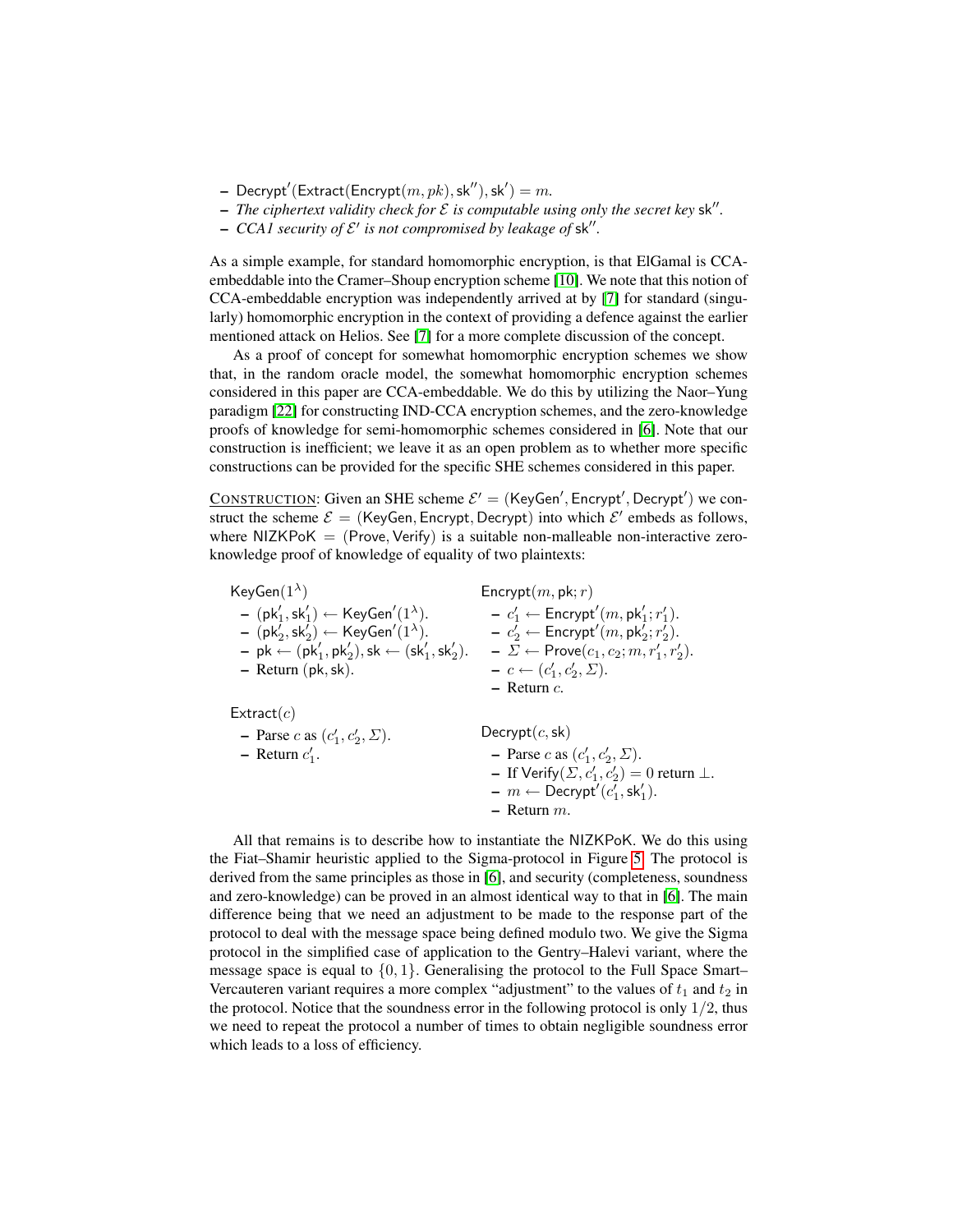- $\mathsf{Decrypt}'(\mathsf{Extract}(\mathsf{Encrypt}(m, pk), \mathsf{sk}''), \mathsf{sk}') = m$.
- *The ciphertext validity check for $\mathcal{E}$ is computable using only the secret key* $\mathsf{sk}''$.
- *CCA1 security of $\mathcal{E}'$ is not compromised by leakage of* $\mathsf{sk}''$.

As a simple example, for standard homomorphic encryption, is that ElGamal is CCA-embeddable into the Cramer–Shoup encryption scheme [10]. We note that this notion of CCA-embeddable encryption was independently arrived at by [7] for standard (singularly) homomorphic encryption in the context of providing a defence against the earlier mentioned attack on Helios. See [7] for a more complete discussion of the concept.

As a proof of concept for somewhat homomorphic encryption schemes we show that, in the random oracle model, the somewhat homomorphic encryption schemes considered in this paper are CCA-embeddable. We do this by utilizing the Naor–Yung paradigm [22] for constructing IND-CCA encryption schemes, and the zero-knowledge proofs of knowledge for semi-homomorphic schemes considered in [6]. Note that our construction is inefficient; we leave it as an open problem as to whether more specific constructions can be provided for the specific SHE schemes considered in this paper.

CONSTRUCTION: Given an SHE scheme $\mathcal{E}' = (\mathsf{KeyGen}', \mathsf{Encrypt}', \mathsf{Decrypt}')$ we construct the scheme $\mathcal{E} = (\mathsf{KeyGen}, \mathsf{Encrypt}, \mathsf{Decrypt})$ into which $\mathcal{E}'$ embeds as follows, where $\mathsf{NIZKPoK} = (\mathsf{Prove}, \mathsf{Verify})$ is a suitable non-malleable non-interactive zero-knowledge proof of knowledge of equality of two plaintexts:

$\mathsf{KeyGen}(1^\lambda)$
- $(\mathsf{pk}_1', \mathsf{sk}_1') \leftarrow \mathsf{KeyGen}'(1^\lambda)$.
- $(\mathsf{pk}_2', \mathsf{sk}_2') \leftarrow \mathsf{KeyGen}'(1^\lambda)$.
- $\mathsf{pk} \leftarrow (\mathsf{pk}_1', \mathsf{pk}_2'), \mathsf{sk} \leftarrow (\mathsf{sk}_1', \mathsf{sk}_2')$.
- Return $(\mathsf{pk}, \mathsf{sk})$.

$\mathsf{Encrypt}(m, \mathsf{pk}; r)$
- $c_1' \leftarrow \mathsf{Encrypt}'(m, \mathsf{pk}_1'; r_1')$.
- $c_2' \leftarrow \mathsf{Encrypt}'(m, \mathsf{pk}_2'; r_2')$.
- $\Sigma \leftarrow \mathsf{Prove}(c_1, c_2; m, r_1', r_2')$.
- $c \leftarrow (c_1', c_2', \Sigma)$.
- Return $c$.

$\mathsf{Extract}(c)$
- Parse $c$ as $(c_1', c_2', \Sigma)$.
- Return $c_1'$.

$\mathsf{Decrypt}(c, \mathsf{sk})$
- Parse $c$ as $(c_1', c_2', \Sigma)$.
- If $\mathsf{Verify}(\Sigma, c_1', c_2') = 0$ return $\perp$.
- $m \leftarrow \mathsf{Decrypt}'(c_1', \mathsf{sk}_1')$.
- Return $m$.

All that remains is to describe how to instantiate the NIZKPoK. We do this using the Fiat–Shamir heuristic applied to the Sigma-protocol in Figure 5. The protocol is derived from the same principles as those in [6], and security (completeness, soundness and zero-knowledge) can be proved in an almost identical way to that in [6]. The main difference being that we need an adjustment to be made to the response part of the protocol to deal with the message space being defined modulo two. We give the Sigma protocol in the simplified case of application to the Gentry–Halevi variant, where the message space is equal to $\{0, 1\}$. Generalising the protocol to the Full Space Smart–Vercauteren variant requires a more complex "adjustment" to the values of $t_1$ and $t_2$ in the protocol. Notice that the soundness error in the following protocol is only $1/2$, thus we need to repeat the protocol a number of times to obtain negligible soundness error which leads to a loss of efficiency.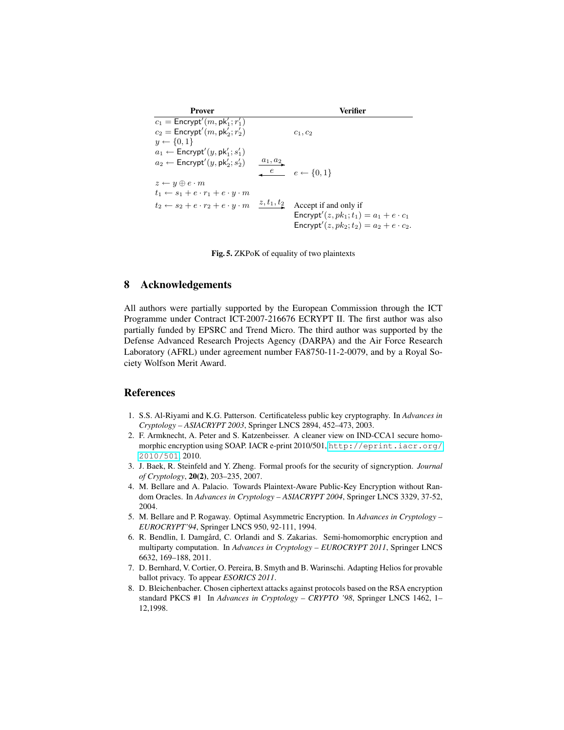| Prover | | Verifier |
|---|---|---|
| $c_1 = \mathsf{Encrypt}'(m, \mathsf{pk}_1'; r_1')$ | | |
| $c_2 = \mathsf{Encrypt}'(m, \mathsf{pk}_2'; r_2')$ | | $c_1, c_2$ |
| $y \leftarrow \{0,1\}$ | | |
| $a_1 \leftarrow \mathsf{Encrypt}'(y, \mathsf{pk}_1'; s_1')$ | | |
| $a_2 \leftarrow \mathsf{Encrypt}'(y, \mathsf{pk}_2'; s_2')$ | $\xrightarrow{a_1, a_2}$ | |
| | $\xleftarrow{e}$ | $e \leftarrow \{0,1\}$ |
| $z \leftarrow y \oplus e \cdot m$ | | |
| $t_1 \leftarrow s_1 + e \cdot r_1 + e \cdot y \cdot m$ | | |
| $t_2 \leftarrow s_2 + e \cdot r_2 + e \cdot y \cdot m$ | $\xrightarrow{z, t_1, t_2}$ | Accept if and only if $\mathsf{Encrypt}'(z, pk_1; t_1) = a_1 + e \cdot c_1$ $\mathsf{Encrypt}'(z, pk_2; t_2) = a_2 + e \cdot c_2$. |

**Fig. 5.** ZKPoK of equality of two plaintexts

## 8 Acknowledgements

All authors were partially supported by the European Commission through the ICT Programme under Contract ICT-2007-216676 ECRYPT II. The first author was also partially funded by EPSRC and Trend Micro. The third author was supported by the Defense Advanced Research Projects Agency (DARPA) and the Air Force Research Laboratory (AFRL) under agreement number FA8750-11-2-0079, and by a Royal Society Wolfson Merit Award.

## References

1. S.S. Al-Riyami and K.G. Patterson. Certificateless public key cryptography. In *Advances in Cryptology – ASIACRYPT 2003*, Springer LNCS 2894, 452–473, 2003.
2. F. Armknecht, A. Peter and S. Katzenbeisser. A cleaner view on IND-CCA1 secure homomorphic encryption using SOAP. IACR e-print 2010/501, http://eprint.iacr.org/2010/501, 2010.
3. J. Baek, R. Steinfeld and Y. Zheng. Formal proofs for the security of signcryption. *Journal of Cryptology*, **20(2)**, 203–235, 2007.
4. M. Bellare and A. Palacio. Towards Plaintext-Aware Public-Key Encryption without Random Oracles. In *Advances in Cryptology – ASIACRYPT 2004*, Springer LNCS 3329, 37-52, 2004.
5. M. Bellare and P. Rogaway. Optimal Asymmetric Encryption. In *Advances in Cryptology – EUROCRYPT'94*, Springer LNCS 950, 92-111, 1994.
6. R. Bendlin, I. Damgård, C. Orlandi and S. Zakarias. Semi-homomorphic encryption and multiparty computation. In *Advances in Cryptology – EUROCRYPT 2011*, Springer LNCS 6632, 169–188, 2011.
7. D. Bernhard, V. Cortier, O. Pereira, B. Smyth and B. Warinschi. Adapting Helios for provable ballot privacy. To appear *ESORICS 2011*.
8. D. Bleichenbacher. Chosen ciphertext attacks against protocols based on the RSA encryption standard PKCS #1 In *Advances in Cryptology – CRYPTO '98*, Springer LNCS 1462, 1–12,1998.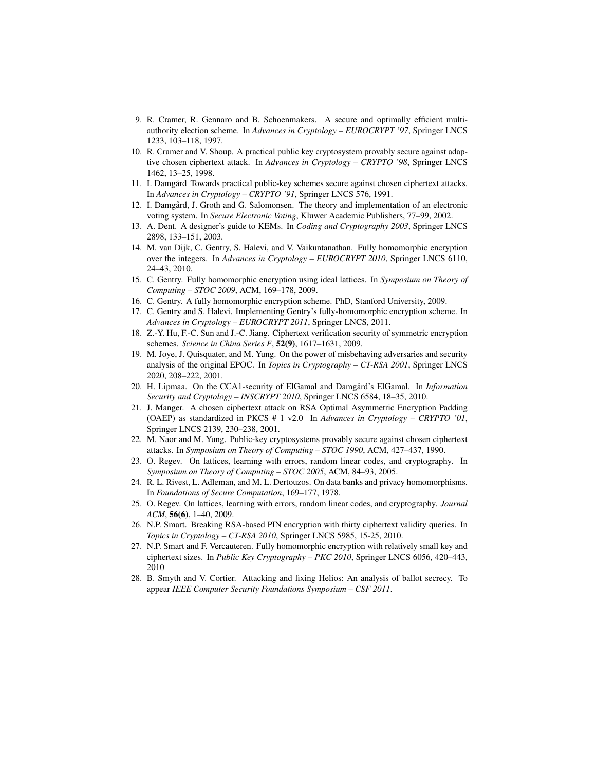9. R. Cramer, R. Gennaro and B. Schoenmakers. A secure and optimally efficient multi-authority election scheme. In *Advances in Cryptology – EUROCRYPT '97*, Springer LNCS 1233, 103–118, 1997.
10. R. Cramer and V. Shoup. A practical public key cryptosystem provably secure against adaptive chosen ciphertext attack. In *Advances in Cryptology – CRYPTO '98*, Springer LNCS 1462, 13–25, 1998.
11. I. Damgård Towards practical public-key schemes secure against chosen ciphertext attacks. In *Advances in Cryptology – CRYPTO '91*, Springer LNCS 576, 1991.
12. I. Damgård, J. Groth and G. Salomonsen. The theory and implementation of an electronic voting system. In *Secure Electronic Voting*, Kluwer Academic Publishers, 77–99, 2002.
13. A. Dent. A designer's guide to KEMs. In *Coding and Cryptography 2003*, Springer LNCS 2898, 133–151, 2003.
14. M. van Dijk, C. Gentry, S. Halevi, and V. Vaikuntanathan. Fully homomorphic encryption over the integers. In *Advances in Cryptology – EUROCRYPT 2010*, Springer LNCS 6110, 24–43, 2010.
15. C. Gentry. Fully homomorphic encryption using ideal lattices. In *Symposium on Theory of Computing – STOC 2009*, ACM, 169–178, 2009.
16. C. Gentry. A fully homomorphic encryption scheme. PhD, Stanford University, 2009.
17. C. Gentry and S. Halevi. Implementing Gentry's fully-homomorphic encryption scheme. In *Advances in Cryptology – EUROCRYPT 2011*, Springer LNCS, 2011.
18. Z.-Y. Hu, F.-C. Sun and J.-C. Jiang. Ciphertext verification security of symmetric encryption schemes. *Science in China Series F*, **52(9)**, 1617–1631, 2009.
19. M. Joye, J. Quisquater, and M. Yung. On the power of misbehaving adversaries and security analysis of the original EPOC. In *Topics in Cryptography – CT-RSA 2001*, Springer LNCS 2020, 208–222, 2001.
20. H. Lipmaa. On the CCA1-security of ElGamal and Damgård's ElGamal. In *Information Security and Cryptology – INSCRYPT 2010*, Springer LNCS 6584, 18–35, 2010.
21. J. Manger. A chosen ciphertext attack on RSA Optimal Asymmetric Encryption Padding (OAEP) as standardized in PKCS # 1 v2.0 In *Advances in Cryptology – CRYPTO '01*, Springer LNCS 2139, 230–238, 2001.
22. M. Naor and M. Yung. Public-key cryptosystems provably secure against chosen ciphertext attacks. In *Symposium on Theory of Computing – STOC 1990*, ACM, 427–437, 1990.
23. O. Regev. On lattices, learning with errors, random linear codes, and cryptography. In *Symposium on Theory of Computing – STOC 2005*, ACM, 84–93, 2005.
24. R. L. Rivest, L. Adleman, and M. L. Dertouzos. On data banks and privacy homomorphisms. In *Foundations of Secure Computation*, 169–177, 1978.
25. O. Regev. On lattices, learning with errors, random linear codes, and cryptography. *Journal ACM*, **56(6)**, 1–40, 2009.
26. N.P. Smart. Breaking RSA-based PIN encryption with thirty ciphertext validity queries. In *Topics in Cryptography – CT-RSA 2010*, Springer LNCS 5985, 15-25, 2010.
27. N.P. Smart and F. Vercauteren. Fully homomorphic encryption with relatively small key and ciphertext sizes. In *Public Key Cryptography – PKC 2010*, Springer LNCS 6056, 420–443, 2010
28. B. Smyth and V. Cortier. Attacking and fixing Helios: An analysis of ballot secrecy. To appear *IEEE Computer Security Foundations Symposium – CSF 2011*.